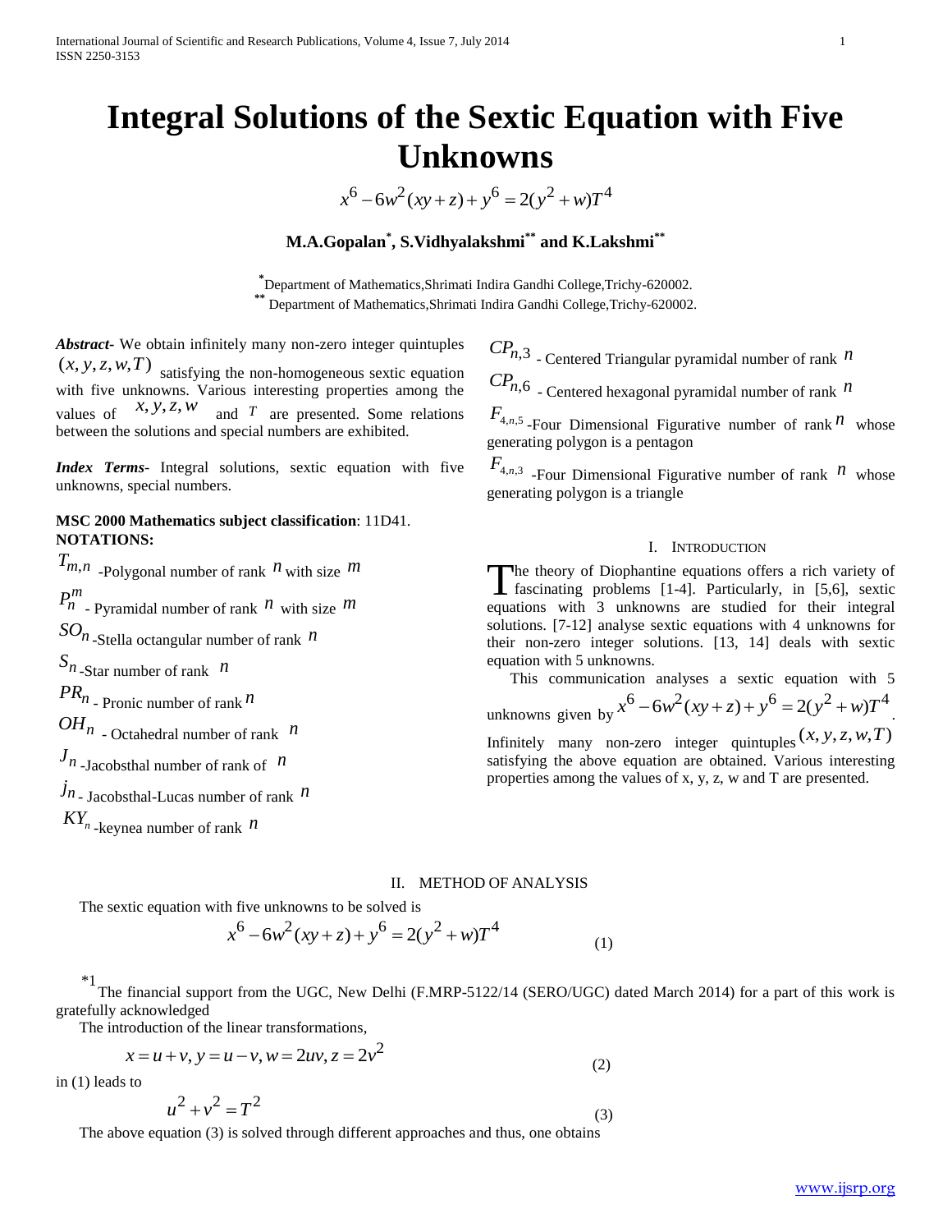# Integral Solutions of the Sextic Equation with Five Unknowns

$$x^6 - 6w^2(xy+z) + y^6 = 2(y^2+w)T^4$$

**M.A.Gopalan[*], S.Vidhyalakshmi[**] and K.Lakshmi[**]**

[*]Department of Mathematics,Shrimati Indira Gandhi College,Trichy-620002.
[**] Department of Mathematics,Shrimati Indira Gandhi College,Trichy-620002.

***Abstract***- We obtain infinitely many non-zero integer quintuples $(x, y, z, w, T)$ satisfying the non-homogeneous sextic equation with five unknowns. Various interesting properties among the values of $x, y, z, w$ and $T$ are presented. Some relations between the solutions and special numbers are exhibited.

***Index Terms***- Integral solutions, sextic equation with five unknowns, special numbers.

**MSC 2000 Mathematics subject classification**: 11D41.

**NOTATIONS:**

$T_{m,n}$ -Polygonal number of rank $n$ with size $m$

$P_n^m$ - Pyramidal number of rank $n$ with size $m$

$SO_n$ -Stella octangular number of rank $n$

$S_n$ -Star number of rank $n$

$PR_n$ - Pronic number of rank $n$

$OH_n$ - Octahedral number of rank $n$

$J_n$ -Jacobsthal number of rank of $n$

$j_n$ - Jacobsthal-Lucas number of rank $n$

$KY_n$ -keynea number of rank $n$

$CP_{n,3}$ - Centered Triangular pyramidal number of rank $n$

$CP_{n,6}$ - Centered hexagonal pyramidal number of rank $n$

$F_{4,n,5}$ -Four Dimensional Figurative number of rank $n$ whose generating polygon is a pentagon

$F_{4,n,3}$ -Four Dimensional Figurative number of rank $n$ whose generating polygon is a triangle

## I. Introduction

The theory of Diophantine equations offers a rich variety of fascinating problems [1-4]. Particularly, in [5,6], sextic equations with 3 unknowns are studied for their integral solutions. [7-12] analyse sextic equations with 4 unknowns for their non-zero integer solutions. [13, 14] deals with sextic equation with 5 unknowns.

This communication analyses a sextic equation with 5 unknowns given by $x^6 - 6w^2(xy+z) + y^6 = 2(y^2+w)T^4$. Infinitely many non-zero integer quintuples $(x, y, z, w, T)$ satisfying the above equation are obtained. Various interesting properties among the values of x, y, z, w and T are presented.

## II. Method of Analysis

The sextic equation with five unknowns to be solved is

$$x^6 - 6w^2(xy+z) + y^6 = 2(y^2+w)T^4 \tag{1}$$

[*1] The financial support from the UGC, New Delhi (F.MRP-5122/14 (SERO/UGC) dated March 2014) for a part of this work is gratefully acknowledged

The introduction of the linear transformations,

$$x = u+v,\ y = u-v,\ w = 2uv,\ z = 2v^2 \tag{2}$$

in (1) leads to

$$u^2 + v^2 = T^2 \tag{3}$$

The above equation (3) is solved through different approaches and thus, one obtains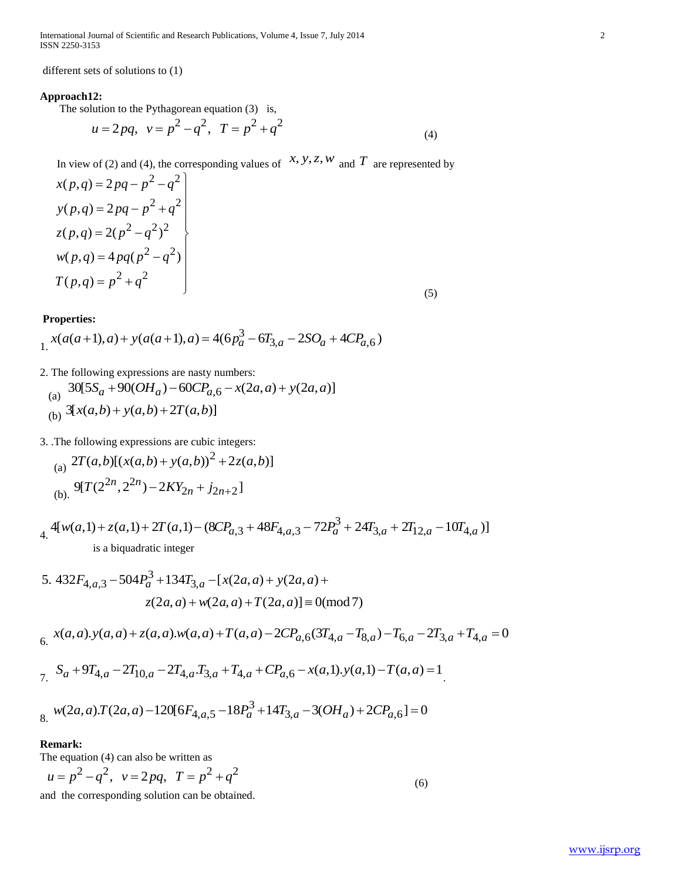different sets of solutions to (1)

**Approach12:**

The solution to the Pythagorean equation (3) is,

$$u = 2pq,\ \ v = p^2 - q^2,\ \ T = p^2 + q^2 \tag{4}$$

In view of (2) and (4), the corresponding values of $x, y, z, w$ and $T$ are represented by

$$\left.\begin{aligned} x(p,q) &= 2pq - p^2 - q^2 \\ y(p,q) &= 2pq - p^2 + q^2 \\ z(p,q) &= 2(p^2 - q^2)^2 \\ w(p,q) &= 4pq(p^2 - q^2) \\ T(p,q) &= p^2 + q^2 \end{aligned}\right\} \tag{5}$$

**Properties:**

1. $x(a(a+1), a) + y(a(a+1), a) = 4(6p_a^3 - 6T_{3,a} - 2SO_a + 4CP_{a,6})$

2. The following expressions are nasty numbers:
   (a) $30[5S_a + 90(OH_a) - 60CP_{a,6} - x(2a,a) + y(2a,a)]$
   (b) $3[x(a,b) + y(a,b) + 2T(a,b)]$

3. .The following expressions are cubic integers:
   (a) $2T(a,b)[(x(a,b) + y(a,b))^2 + 2z(a,b)]$
   (b). $9[T(2^{2n}, 2^{2n}) - 2KY_{2n} + j_{2n+2}]$

4. $4[w(a,1) + z(a,1) + 2T(a,1) - (8CP_{a,3} + 48F_{4,a,3} - 72P_a^3 + 24T_{3,a} + 2T_{12,a} - 10T_{4,a})]$
   is a biquadratic integer

5. $432F_{4,a,3} - 504P_a^3 + 134T_{3,a} - [x(2a,a) + y(2a,a) + z(2a,a) + w(2a,a) + T(2a,a)] \equiv 0 \pmod 7$

6. $x(a,a).y(a,a) + z(a,a).w(a,a) + T(a,a) - 2CP_{a,6}(3T_{4,a} - T_{8,a}) - T_{6,a} - 2T_{3,a} + T_{4,a} = 0$

7. $S_a + 9T_{4,a} - 2T_{10,a} - 2T_{4,a}.T_{3,a} + T_{4,a} + CP_{a,6} - x(a,1).y(a,1) - T(a,a) = 1$.

8. $w(2a,a).T(2a,a) - 120[6F_{4,a,5} - 18P_a^3 + 14T_{3,a} - 3(OH_a) + 2CP_{a,6}] = 0$

**Remark:**

The equation (4) can also be written as

$$u = p^2 - q^2,\ \ v = 2pq,\ \ T = p^2 + q^2 \tag{6}$$

and the corresponding solution can be obtained.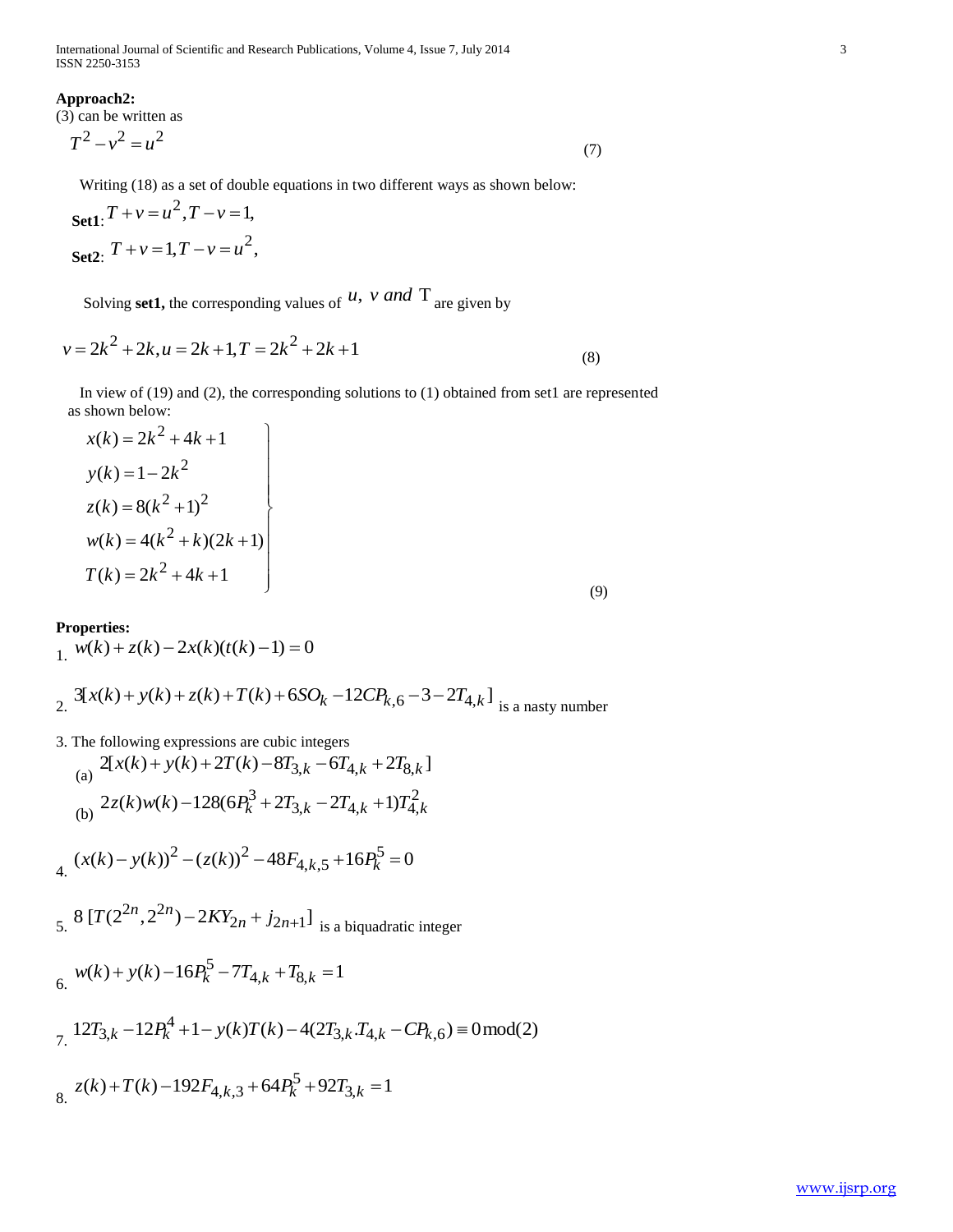**Approach2:**

(3) can be written as

$$T^2 - v^2 = u^2 \tag{7}$$

Writing (18) as a set of double equations in two different ways as shown below:

**Set1**: $T + v = u^2, T - v = 1,$

**Set2**: $T + v = 1, T - v = u^2,$

Solving **set1,** the corresponding values of $u,\ v\ and\ \mathrm{T}$ are given by

$$v = 2k^2 + 2k, u = 2k + 1, T = 2k^2 + 2k + 1 \tag{8}$$

In view of (19) and (2), the corresponding solutions to (1) obtained from set1 are represented as shown below:

$$\left.\begin{aligned} x(k) &= 2k^2 + 4k + 1 \\ y(k) &= 1 - 2k^2 \\ z(k) &= 8(k^2 + 1)^2 \\ w(k) &= 4(k^2 + k)(2k + 1) \\ T(k) &= 2k^2 + 4k + 1 \end{aligned}\right\} \tag{9}$$

**Properties:**

1. $w(k) + z(k) - 2x(k)(t(k) - 1) = 0$

2. $3[x(k) + y(k) + z(k) + T(k) + 6SO_k - 12CP_{k,6} - 3 - 2T_{4,k}]$ is a nasty number

3. The following expressions are cubic integers

   (a) $2[x(k) + y(k) + 2T(k) - 8T_{3,k} - 6T_{4,k} + 2T_{8,k}]$

   (b) $2z(k)w(k) - 128(6P_k^3 + 2T_{3,k} - 2T_{4,k} + 1)T_{4,k}^2$

4. $(x(k) - y(k))^2 - (z(k))^2 - 48F_{4,k,5} + 16P_k^5 = 0$

5. $8\ [T(2^{2n}, 2^{2n}) - 2KY_{2n} + j_{2n+1}]$ is a biquadratic integer

6. $w(k) + y(k) - 16P_k^5 - 7T_{4,k} + T_{8,k} = 1$

7. $12T_{3,k} - 12P_k^4 + 1 - y(k)T(k) - 4(2T_{3,k}.T_{4,k} - CP_{k,6}) \equiv 0 \bmod(2)$

8. $z(k) + T(k) - 192F_{4,k,3} + 64P_k^5 + 92T_{3,k} = 1$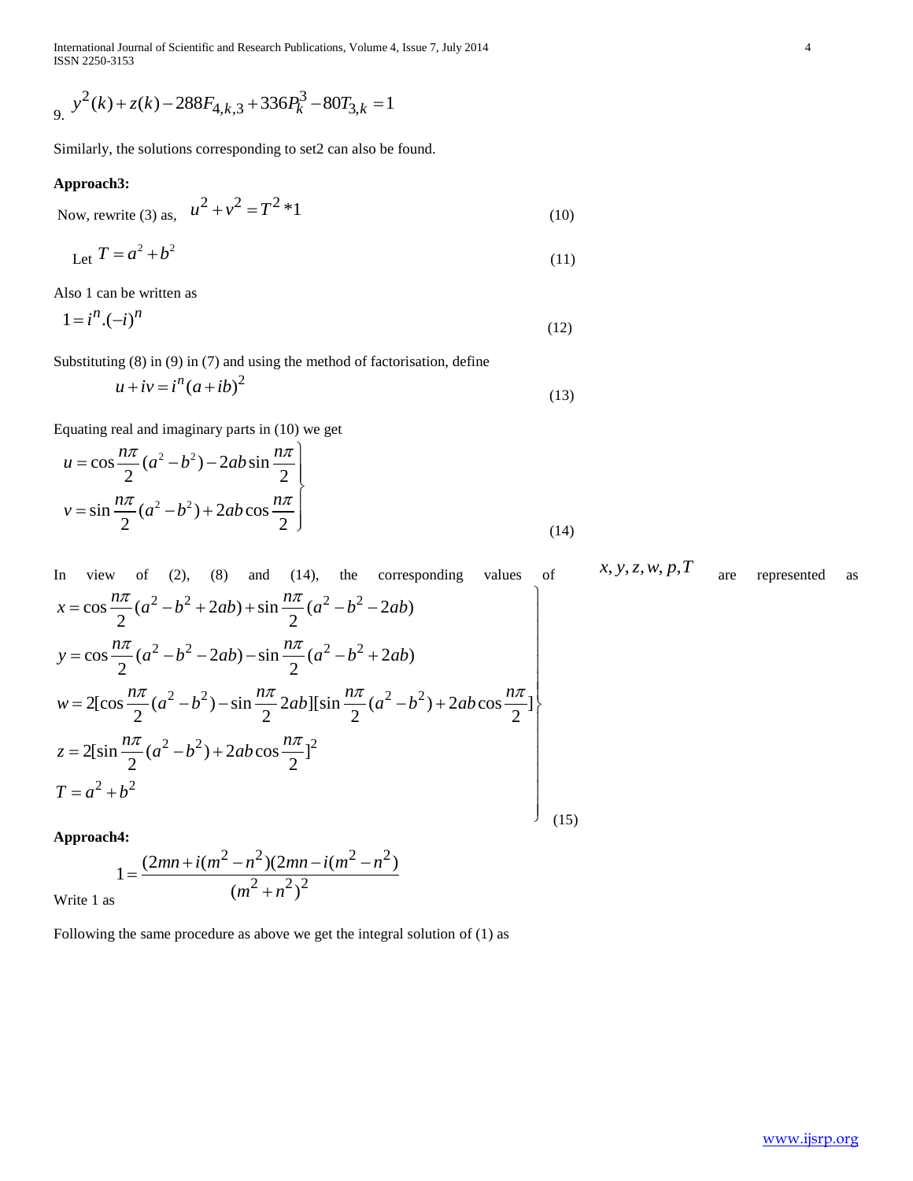9. $y^2(k)+z(k)-288F_{4,k,3}+336P_k^3-80T_{3,k}=1$

Similarly, the solutions corresponding to set2 can also be found.

**Approach3:**

Now, rewrite (3) as, $u^2+v^2=T^2*1$ (10)

Let $T=a^2+b^2$ (11)

Also 1 can be written as

$$1=i^n.(-i)^n \quad (12)$$

Substituting (8) in (9) in (7) and using the method of factorisation, define

$$u+iv=i^n(a+ib)^2 \quad (13)$$

Equating real and imaginary parts in (10) we get

$$\left.\begin{aligned} u&=\cos\frac{n\pi}{2}(a^2-b^2)-2ab\sin\frac{n\pi}{2} \\ v&=\sin\frac{n\pi}{2}(a^2-b^2)+2ab\cos\frac{n\pi}{2} \end{aligned}\right\} \quad (14)$$

In view of (2), (8) and (14), the corresponding values of $x,y,z,w,p,T$ are represented as

$$\left.\begin{aligned} x&=\cos\frac{n\pi}{2}(a^2-b^2+2ab)+\sin\frac{n\pi}{2}(a^2-b^2-2ab) \\ y&=\cos\frac{n\pi}{2}(a^2-b^2-2ab)-\sin\frac{n\pi}{2}(a^2-b^2+2ab) \\ w&=2[\cos\frac{n\pi}{2}(a^2-b^2)-\sin\frac{n\pi}{2}2ab][\sin\frac{n\pi}{2}(a^2-b^2)+2ab\cos\frac{n\pi}{2}] \\ z&=2[\sin\frac{n\pi}{2}(a^2-b^2)+2ab\cos\frac{n\pi}{2}]^2 \\ T&=a^2+b^2 \end{aligned}\right\} \quad (15)$$

**Approach4:**

Write 1 as

$$1=\frac{(2mn+i(m^2-n^2)(2mn-i(m^2-n^2)}{(m^2+n^2)^2}$$

Following the same procedure as above we get the integral solution of (1) as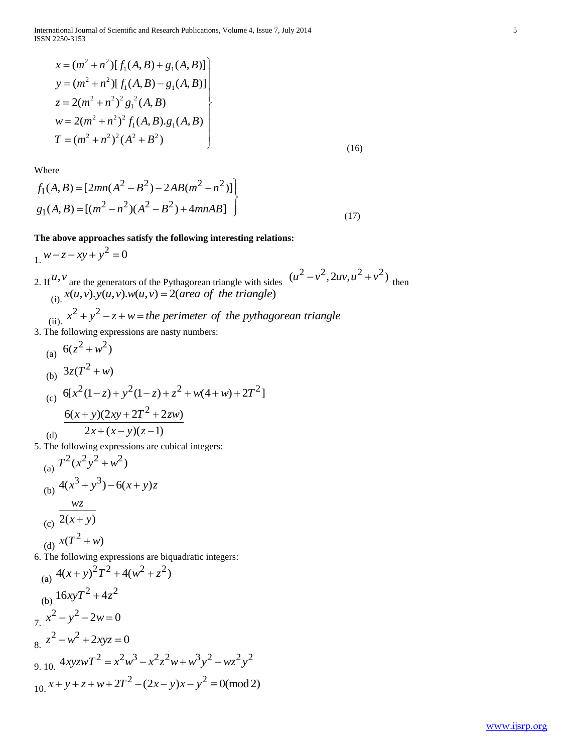$$
\left.\begin{aligned}
x &= (m^2+n^2)[f_1(A,B)+g_1(A,B)] \\
y &= (m^2+n^2)[f_1(A,B)-g_1(A,B)] \\
z &= 2(m^2+n^2)^2 g_1^{\,2}(A,B) \\
w &= 2(m^2+n^2)^2 f_1(A,B).g_1(A,B) \\
T &= (m^2+n^2)^2(A^2+B^2)
\end{aligned}\right\} \qquad (16)
$$

Where

$$
\left.\begin{aligned}
f_1(A,B) &= [2mn(A^2-B^2)-2AB(m^2-n^2)] \\
g_1(A,B) &= [(m^2-n^2)(A^2-B^2)+4mnAB]
\end{aligned}\right\} \qquad (17)
$$

**The above approaches satisfy the following interesting relations:**

1. $w-z-xy+y^2=0$

2. If $u,v$ are the generators of the Pythagorean triangle with sides $(u^2-v^2, 2uv, u^2+v^2)$ then
   (i). $x(u,v).y(u,v).w(u,v) = 2(\mathit{area\ of\ the\ triangle})$
   (ii). $x^2+y^2-z+w = \mathit{the\ perimeter\ of\ the\ pythagorean\ triangle}$

3. The following expressions are nasty numbers:
   (a) $6(z^2+w^2)$
   (b) $3z(T^2+w)$
   (c) $6[x^2(1-z)+y^2(1-z)+z^2+w(4+w)+2T^2]$
   (d) $\dfrac{6(x+y)(2xy+2T^2+2zw)}{2x+(x-y)(z-1)}$

5. The following expressions are cubical integers:
   (a) $T^2(x^2y^2+w^2)$
   (b) $4(x^3+y^3)-6(x+y)z$
   (c) $\dfrac{wz}{2(x+y)}$
   (d) $x(T^2+w)$

6. The following expressions are biquadratic integers:
   (a) $4(x+y)^2T^2+4(w^2+z^2)$
   (b) $16xyT^2+4z^2$

7. $x^2-y^2-2w=0$

8. $z^2-w^2+2xyz=0$

9. 10. $4xyzwT^2 = x^2w^3-x^2z^2w+w^3y^2-wz^2y^2$

10. $x+y+z+w+2T^2-(2x-y)x-y^2 \equiv 0 \pmod 2$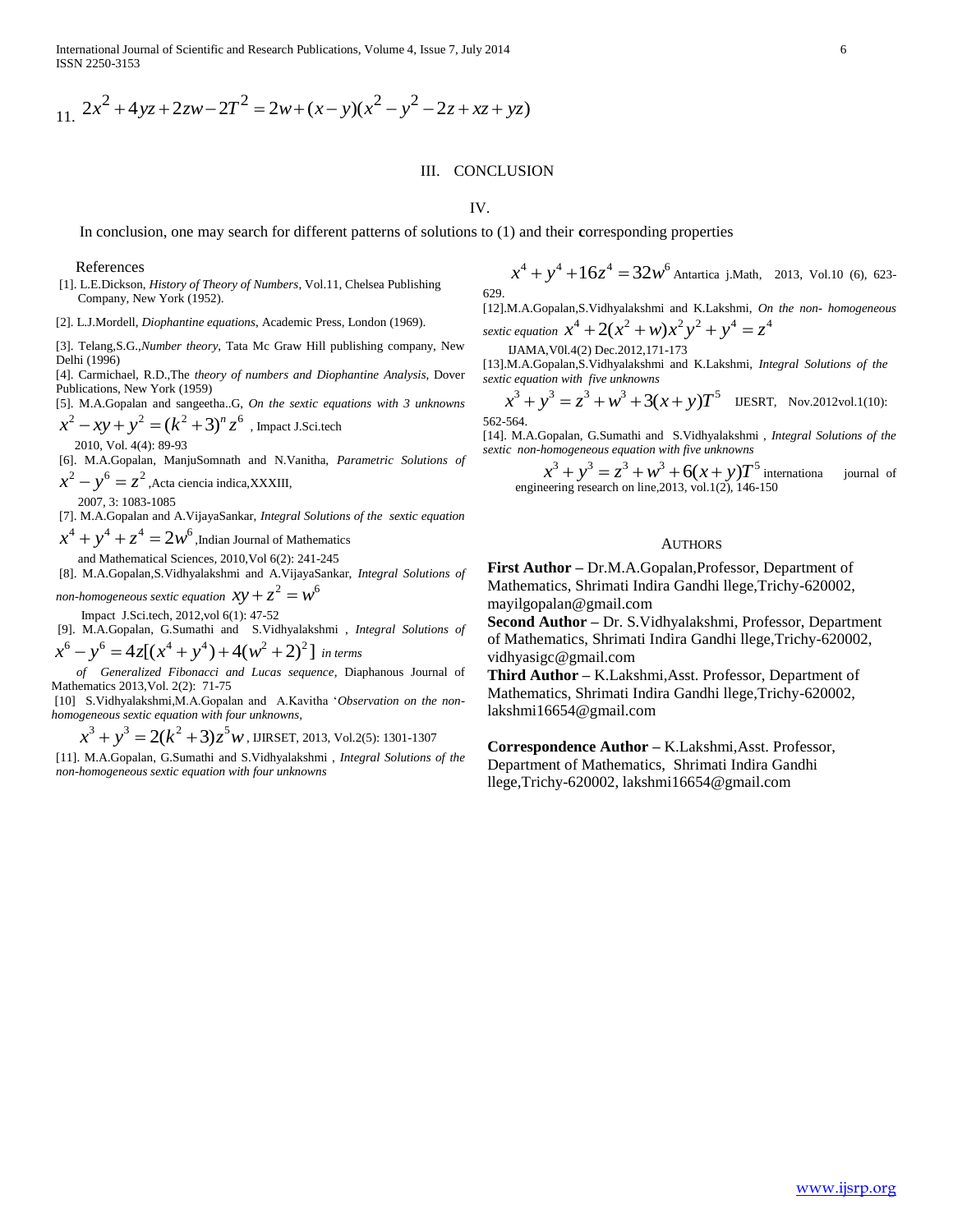11. $2x^2 + 4yz + 2zw - 2T^2 = 2w + (x-y)(x^2 - y^2 - 2z + xz + yz)$

## III. CONCLUSION

## IV.

In conclusion, one may search for different patterns of solutions to (1) and their **c**orresponding properties

### References

[1]. L.E.Dickson, *History of Theory of Numbers*, Vol.11, Chelsea Publishing Company, New York (1952).

[2]. L.J.Mordell, *Diophantine equations*, Academic Press, London (1969).

[3]. Telang,S.G.,*Number theory*, Tata Mc Graw Hill publishing company, New Delhi (1996)

[4]. Carmichael, R.D.,The *theory of numbers and Diophantine Analysis*, Dover Publications, New York (1959)

[5]. M.A.Gopalan and sangeetha..G, *On the sextic equations with 3 unknowns* $x^2 - xy + y^2 = (k^2+3)^n z^6$ , Impact J.Sci.tech 2010, Vol. 4(4): 89-93

[6]. M.A.Gopalan, ManjuSomnath and N.Vanitha, *Parametric Solutions of* $x^2 - y^6 = z^2$ ,Acta ciencia indica,XXXIII, 2007, 3: 1083-1085

[7]. M.A.Gopalan and A.VijayaSankar, *Integral Solutions of the sextic equation* $x^4 + y^4 + z^4 = 2w^6$ ,Indian Journal of Mathematics and Mathematical Sciences, 2010,Vol 6(2): 241-245

[8]. M.A.Gopalan,S.Vidhyalakshmi and A.VijayaSankar, *Integral Solutions of non-homogeneous sextic equation* $xy + z^2 = w^6$ Impact J.Sci.tech, 2012,vol 6(1): 47-52

[9]. M.A.Gopalan, G.Sumathi and S.Vidhyalakshmi , *Integral Solutions of* $x^6 - y^6 = 4z[(x^4+y^4) + 4(w^2+2)^2]$ *in terms of Generalized Fibonacci and Lucas sequence*, Diaphanous Journal of Mathematics 2013,Vol. 2(2): 71-75

[10] S.Vidhyalakshmi,M.A.Gopalan and A.Kavitha '*Observation on the non-homogeneous sextic equation with four unknowns,* $x^3 + y^3 = 2(k^2+3)z^5 w$ , IJIRSET, 2013, Vol.2(5): 1301-1307

[11]. M.A.Gopalan, G.Sumathi and S.Vidhyalakshmi , *Integral Solutions of the non-homogeneous sextic equation with four unknowns* $x^4 + y^4 + 16z^4 = 32w^6$ Antartica j.Math, 2013, Vol.10 (6), 623-629.

[12].M.A.Gopalan,S.Vidhyalakshmi and K.Lakshmi, *On the non- homogeneous sextic equation* $x^4 + 2(x^2+w)x^2y^2 + y^4 = z^4$ IJAMA,V0l.4(2) Dec.2012,171-173

[13].M.A.Gopalan,S.Vidhyalakshmi and K.Lakshmi, *Integral Solutions of the sextic equation with five unknowns* $x^3 + y^3 = z^3 + w^3 + 3(x+y)T^5$ IJESRT, Nov.2012vol.1(10): 562-564.

[14]. M.A.Gopalan, G.Sumathi and S.Vidhyalakshmi , *Integral Solutions of the sextic non-homogeneous equation with five unknowns* $x^3 + y^3 = z^3 + w^3 + 6(x+y)T^5$ internationa journal of engineering research on line,2013, vol.1(2), 146-150

### AUTHORS

**First Author –** Dr.M.A.Gopalan,Professor, Department of Mathematics, Shrimati Indira Gandhi llege,Trichy-620002, mayilgopalan@gmail.com

**Second Author –** Dr. S.Vidhyalakshmi, Professor, Department of Mathematics, Shrimati Indira Gandhi llege,Trichy-620002, vidhyasigc@gmail.com

**Third Author –** K.Lakshmi,Asst. Professor, Department of Mathematics, Shrimati Indira Gandhi llege,Trichy-620002, lakshmi16654@gmail.com

**Correspondence Author –** K.Lakshmi,Asst. Professor, Department of Mathematics, Shrimati Indira Gandhi llege,Trichy-620002, lakshmi16654@gmail.com